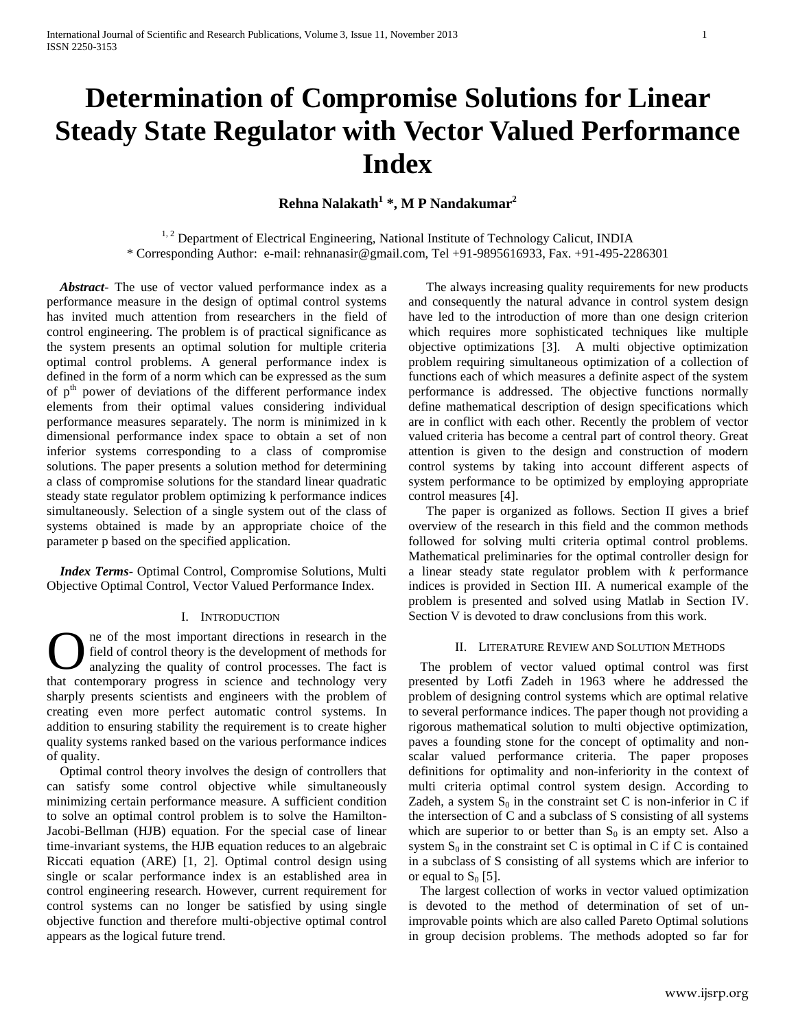# Determination of Compromise Solutions for Linear Steady State Regulator with Vector Valued Performance Index

**Rehna Nalakath[1] *, M P Nandakumar[2]**

[1, 2] Department of Electrical Engineering, National Institute of Technology Calicut, INDIA
* Corresponding Author: e-mail: rehnanasir@gmail.com, Tel +91-9895616933, Fax. +91-495-2286301

***Abstract***- The use of vector valued performance index as a performance measure in the design of optimal control systems has invited much attention from researchers in the field of control engineering. The problem is of practical significance as the system presents an optimal solution for multiple criteria optimal control problems. A general performance index is defined in the form of a norm which can be expressed as the sum of $p^{th}$ power of deviations of the different performance index elements from their optimal values considering individual performance measures separately. The norm is minimized in k dimensional performance index space to obtain a set of non inferior systems corresponding to a class of compromise solutions. The paper presents a solution method for determining a class of compromise solutions for the standard linear quadratic steady state regulator problem optimizing k performance indices simultaneously. Selection of a single system out of the class of systems obtained is made by an appropriate choice of the parameter p based on the specified application.

***Index Terms***- Optimal Control, Compromise Solutions, Multi Objective Optimal Control, Vector Valued Performance Index.

## I. Introduction

One of the most important directions in research in the field of control theory is the development of methods for analyzing the quality of control processes. The fact is that contemporary progress in science and technology very sharply presents scientists and engineers with the problem of creating even more perfect automatic control systems. In addition to ensuring stability the requirement is to create higher quality systems ranked based on the various performance indices of quality.

Optimal control theory involves the design of controllers that can satisfy some control objective while simultaneously minimizing certain performance measure. A sufficient condition to solve an optimal control problem is to solve the Hamilton-Jacobi-Bellman (HJB) equation. For the special case of linear time-invariant systems, the HJB equation reduces to an algebraic Riccati equation (ARE) [1, 2]. Optimal control design using single or scalar performance index is an established area in control engineering research. However, current requirement for control systems can no longer be satisfied by using single objective function and therefore multi-objective optimal control appears as the logical future trend.

The always increasing quality requirements for new products and consequently the natural advance in control system design have led to the introduction of more than one design criterion which requires more sophisticated techniques like multiple objective optimizations [3]. A multi objective optimization problem requiring simultaneous optimization of a collection of functions each of which measures a definite aspect of the system performance is addressed. The objective functions normally define mathematical description of design specifications which are in conflict with each other. Recently the problem of vector valued criteria has become a central part of control theory. Great attention is given to the design and construction of modern control systems by taking into account different aspects of system performance to be optimized by employing appropriate control measures [4].

The paper is organized as follows. Section II gives a brief overview of the research in this field and the common methods followed for solving multi criteria optimal control problems. Mathematical preliminaries for the optimal controller design for a linear steady state regulator problem with *k* performance indices is provided in Section III. A numerical example of the problem is presented and solved using Matlab in Section IV. Section V is devoted to draw conclusions from this work.

## II. Literature Review and Solution Methods

The problem of vector valued optimal control was first presented by Lotfi Zadeh in 1963 where he addressed the problem of designing control systems which are optimal relative to several performance indices. The paper though not providing a rigorous mathematical solution to multi objective optimization, paves a founding stone for the concept of optimality and non-scalar valued performance criteria. The paper proposes definitions for optimality and non-inferiority in the context of multi criteria optimal control system design. According to Zadeh, a system $S_0$ in the constraint set C is non-inferior in C if the intersection of C and a subclass of S consisting of all systems which are superior to or better than $S_0$ is an empty set. Also a system $S_0$ in the constraint set C is optimal in C if C is contained in a subclass of S consisting of all systems which are inferior to or equal to $S_0$ [5].

The largest collection of works in vector valued optimization is devoted to the method of determination of set of un-improvable points which are also called Pareto Optimal solutions in group decision problems. The methods adopted so far for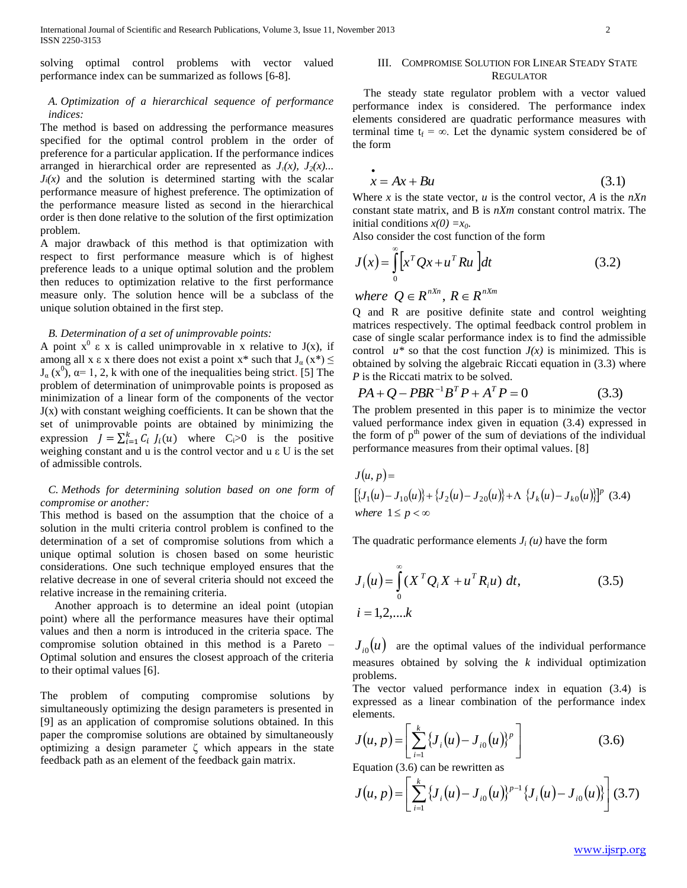solving optimal control problems with vector valued performance index can be summarized as follows [6-8].

### *A. Optimization of a hierarchical sequence of performance indices:*

The method is based on addressing the performance measures specified for the optimal control problem in the order of preference for a particular application. If the performance indices arranged in hierarchical order are represented as $J_1(x)$, $J_2(x)$... $J_l(x)$ and the solution is determined starting with the scalar performance measure of highest preference. The optimization of the performance measure listed as second in the hierarchical order is then done relative to the solution of the first optimization problem.

A major drawback of this method is that optimization with respect to first performance measure which is of highest preference leads to a unique optimal solution and the problem then reduces to optimization relative to the first performance measure only. The solution hence will be a subclass of the unique solution obtained in the first step.

### *B. Determination of a set of unimprovable points:*

A point $x^0 \in x$ is called unimprovable in x relative to J(x), if among all $x \in x$ there does not exist a point $x^*$ such that $J_\alpha(x^*) \leq J_\alpha(x^0)$, $\alpha = 1, 2, k$ with one of the inequalities being strict. [5] The problem of determination of unimprovable points is proposed as minimization of a linear form of the components of the vector J(x) with constant weighing coefficients. It can be shown that the set of unimprovable points are obtained by minimizing the expression $J = \sum_{i=1}^{k} C_i \, J_i(u)$ where $C_i > 0$ is the positive weighing constant and u is the control vector and $u \in U$ is the set of admissible controls.

### *C. Methods for determining solution based on one form of compromise or another:*

This method is based on the assumption that the choice of a solution in the multi criteria control problem is confined to the determination of a set of compromise solutions from which a unique optimal solution is chosen based on some heuristic considerations. One such technique employed ensures that the relative decrease in one of several criteria should not exceed the relative increase in the remaining criteria.

Another approach is to determine an ideal point (utopian point) where all the performance measures have their optimal values and then a norm is introduced in the criteria space. The compromise solution obtained in this method is a Pareto – Optimal solution and ensures the closest approach of the criteria to their optimal values [6].

The problem of computing compromise solutions by simultaneously optimizing the design parameters is presented in [9] as an application of compromise solutions obtained. In this paper the compromise solutions are obtained by simultaneously optimizing a design parameter ζ which appears in the state feedback path as an element of the feedback gain matrix.

## III. Compromise Solution for Linear Steady State Regulator

The steady state regulator problem with a vector valued performance index is considered. The performance index elements considered are quadratic performance measures with terminal time $t_f = \infty$. Let the dynamic system considered be of the form

$$\dot{x} = Ax + Bu \tag{3.1}$$

Where *x* is the state vector, *u* is the control vector, *A* is the *nXn* constant state matrix, and B is *nXm* constant control matrix. The initial conditions $x(0) = x_0$.

Also consider the cost function of the form

$$J(x) = \int_0^\infty \left[ x^T Q x + u^T R u \right] dt \tag{3.2}$$

$$where \;\; Q \in R^{nXn},\; R \in R^{nXm}$$

Q and R are positive definite state and control weighting matrices respectively. The optimal feedback control problem in case of single scalar performance index is to find the admissible control $u^*$ so that the cost function $J(x)$ is minimized. This is obtained by solving the algebraic Riccati equation in (3.3) where *P* is the Riccati matrix to be solved.

$$PA + Q - PBR^{-1}B^T P + A^T P = 0 \tag{3.3}$$

The problem presented in this paper is to minimize the vector valued performance index given in equation (3.4) expressed in the form of p[th] power of the sum of deviations of the individual performance measures from their optimal values. [8]

$$J(u,p) = \left[ \{J_1(u) - J_{10}(u)\} + \{J_2(u) - J_{20}(u)\} + \Lambda \; \{J_k(u) - J_{k0}(u)\} \right]^p \tag{3.4}$$

$$where \;\; 1 \leq p < \infty$$

The quadratic performance elements $J_i(u)$ have the form

$$J_i(u) = \int_0^\infty (X^T Q_i X + u^T R_i u) \; dt, \tag{3.5}$$

$$i = 1,2,....k$$

$J_{i0}(u)$ are the optimal values of the individual performance measures obtained by solving the *k* individual optimization problems.

The vector valued performance index in equation (3.4) is expressed as a linear combination of the performance index elements.

$$J(u,p) = \left[ \sum_{i=1}^{k} \{J_i(u) - J_{i0}(u)\}^p \right] \tag{3.6}$$

Equation (3.6) can be rewritten as

$$J(u,p) = \left[ \sum_{i=1}^{k} \{J_i(u) - J_{i0}(u)\}^{p-1} \{J_i(u) - J_{i0}(u)\} \right] \tag{3.7}$$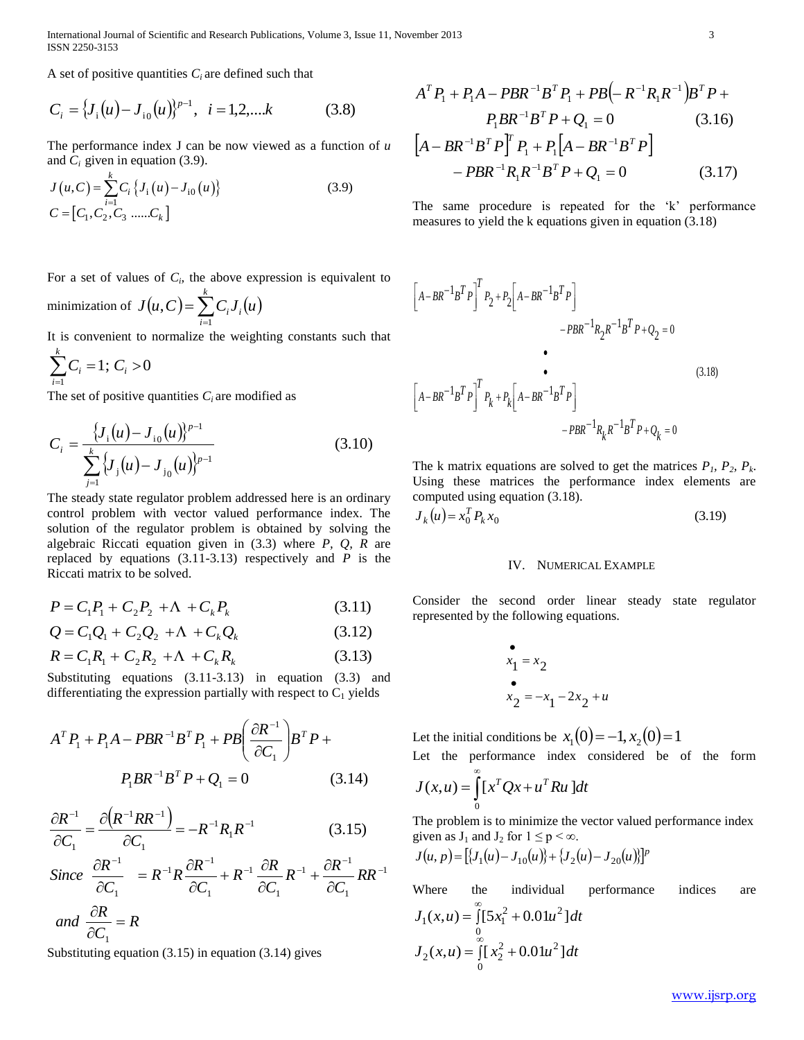A set of positive quantities $C_i$ are defined such that

$$C_i = \{J_i(u) - J_{i0}(u)\}^{p-1}, \quad i = 1,2,....k \tag{3.8}$$

The performance index J can be now viewed as a function of $u$ and $C_i$ given in equation (3.9).

$$J(u,C) = \sum_{i=1}^{k} C_i \{J_i(u) - J_{i0}(u)\} \tag{3.9}$$

$$C = [C_1, C_2, C_3 \; ......C_k]$$

For a set of values of $C_i$, the above expression is equivalent to minimization of $J(u,C) = \sum_{i=1}^{k} C_i J_i(u)$

It is convenient to normalize the weighting constants such that $\sum_{i=1}^{k} C_i = 1; \; C_i > 0$

The set of positive quantities $C_i$ are modified as

$$C_i = \frac{\{J_i(u) - J_{i0}(u)\}^{p-1}}{\sum_{j=1}^{k} \{J_j(u) - J_{j0}(u)\}^{p-1}} \tag{3.10}$$

The steady state regulator problem addressed here is an ordinary control problem with vector valued performance index. The solution of the regulator problem is obtained by solving the algebraic Riccati equation given in (3.3) where $P$, $Q$, $R$ are replaced by equations (3.11-3.13) respectively and $P$ is the Riccati matrix to be solved.

$$P = C_1 P_1 + C_2 P_2 + \Lambda + C_k P_k \tag{3.11}$$

$$Q = C_1 Q_1 + C_2 Q_2 + \Lambda + C_k Q_k \tag{3.12}$$

$$R = C_1 R_1 + C_2 R_2 + \Lambda + C_k R_k \tag{3.13}$$

Substituting equations (3.11-3.13) in equation (3.3) and differentiating the expression partially with respect to $C_1$ yields

$$A^T P_1 + P_1 A - PBR^{-1}B^T P_1 + PB\left(\frac{\partial R^{-1}}{\partial C_1}\right)B^T P + P_1 BR^{-1}B^T P + Q_1 = 0 \tag{3.14}$$

$$\frac{\partial R^{-1}}{\partial C_1} = \frac{\partial\left(R^{-1}RR^{-1}\right)}{\partial C_1} = -R^{-1}R_1 R^{-1} \tag{3.15}$$

$$Since \;\; \frac{\partial R^{-1}}{\partial C_1} = R^{-1}R\frac{\partial R^{-1}}{\partial C_1} + R^{-1}\frac{\partial R}{\partial C_1}R^{-1} + \frac{\partial R^{-1}}{\partial C_1}RR^{-1}$$

$$and \;\; \frac{\partial R}{\partial C_1} = R$$

Substituting equation (3.15) in equation (3.14) gives

$$A^T P_1 + P_1 A - PBR^{-1}B^T P_1 + PB\left(-R^{-1}R_1 R^{-1}\right)B^T P + P_1 BR^{-1}B^T P + Q_1 = 0 \tag{3.16}$$

$$\left[A - BR^{-1}B^T P\right]^T P_1 + P_1\left[A - BR^{-1}B^T P\right] - PBR^{-1}R_1 R^{-1}B^T P + Q_1 = 0 \tag{3.17}$$

The same procedure is repeated for the 'k' performance measures to yield the k equations given in equation (3.18)

$$\begin{aligned}
&\left[A - BR^{-1}B^T P\right]^T P_2 + P_2\left[A - BR^{-1}B^T P\right] - PBR^{-1}R_2 R^{-1}B^T P + Q_2 = 0 \\
&\quad \bullet \\
&\quad \bullet \\
&\left[A - BR^{-1}B^T P\right]^T P_k + P_k\left[A - BR^{-1}B^T P\right] - PBR^{-1}R_k R^{-1}B^T P + Q_k = 0
\end{aligned} \tag{3.18}$$

The k matrix equations are solved to get the matrices $P_1$, $P_2$, $P_k$. Using these matrices the performance index elements are computed using equation (3.18).

$$J_k(u) = x_0^T P_k x_0 \tag{3.19}$$

## IV. Numerical Example

Consider the second order linear steady state regulator represented by the following equations.

$$\dot{x}_1 = x_2$$

$$\dot{x}_2 = -x_1 - 2x_2 + u$$

Let the initial conditions be $x_1(0) = -1, x_2(0) = 1$

Let the performance index considered be of the form

$$J(x,u) = \int_0^\infty [x^T Q x + u^T R u]dt$$

The problem is to minimize the vector valued performance index given as $J_1$ and $J_2$ for $1 \le p < \infty$.

$$J(u,p) = [\{J_1(u) - J_{10}(u)\} + \{J_2(u) - J_{20}(u)\}]^p$$

Where the individual performance indices are

$$J_1(x,u) = \int_0^\infty [5x_1^2 + 0.01u^2]dt$$

$$J_2(x,u) = \int_0^\infty [x_2^2 + 0.01u^2]dt$$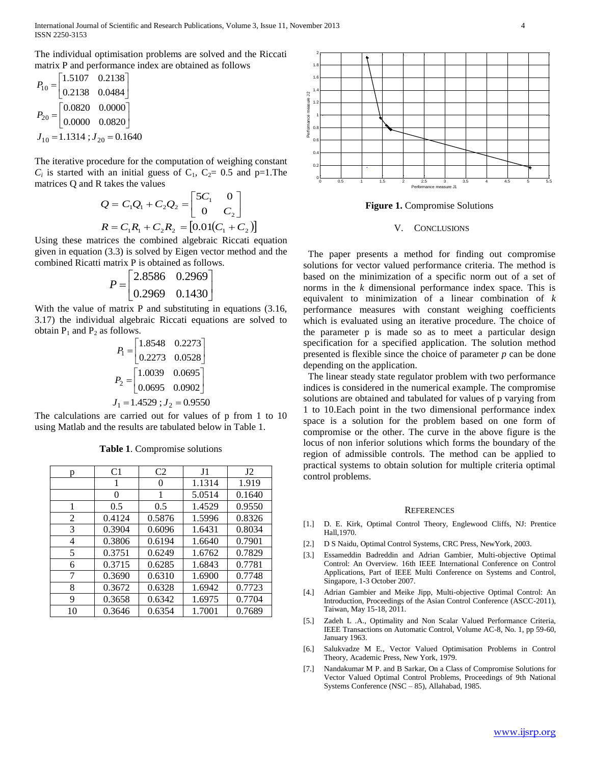The individual optimisation problems are solved and the Riccati matrix P and performance index are obtained as follows

$$P_{10} = \begin{bmatrix} 1.5107 & 0.2138 \\ 0.2138 & 0.0484 \end{bmatrix}$$

$$P_{20} = \begin{bmatrix} 0.0820 & 0.0000 \\ 0.0000 & 0.0820 \end{bmatrix}$$

$$J_{10} = 1.1314\ ; J_{20} = 0.1640$$

The iterative procedure for the computation of weighing constant $C_i$ is started with an initial guess of $C_1$, $C_2$= 0.5 and p=1.The matrices Q and R takes the values

$$Q = C_1 Q_1 + C_2 Q_2 = \begin{bmatrix} 5C_1 & 0 \\ 0 & C_2 \end{bmatrix}$$

$$R = C_1 R_1 + C_2 R_2 = \left[0.01(C_1 + C_2)\right]$$

Using these matrices the combined algebraic Riccati equation given in equation (3.3) is solved by Eigen vector method and the combined Ricatti matrix P is obtained as follows.

$$P = \begin{bmatrix} 2.8586 & 0.2969 \\ 0.2969 & 0.1430 \end{bmatrix}$$

With the value of matrix P and substituting in equations (3.16, 3.17) the individual algebraic Riccati equations are solved to obtain $P_1$ and $P_2$ as follows.

$$P_1 = \begin{bmatrix} 1.8548 & 0.2273 \\ 0.2273 & 0.0528 \end{bmatrix}$$

$$P_2 = \begin{bmatrix} 1.0039 & 0.0695 \\ 0.0695 & 0.0902 \end{bmatrix}$$

$$J_1 = 1.4529\ ; J_2 = 0.9550$$

The calculations are carried out for values of p from 1 to 10 using Matlab and the results are tabulated below in Table 1.

**Table 1**. Compromise solutions

| p | C1 | C2 | J1 | J2 |
|---|---|---|---|---|
| | 1 | 0 | 1.1314 | 1.919 |
| | 0 | 1 | 5.0514 | 0.1640 |
| 1 | 0.5 | 0.5 | 1.4529 | 0.9550 |
| 2 | 0.4124 | 0.5876 | 1.5996 | 0.8326 |
| 3 | 0.3904 | 0.6096 | 1.6431 | 0.8034 |
| 4 | 0.3806 | 0.6194 | 1.6640 | 0.7901 |
| 5 | 0.3751 | 0.6249 | 1.6762 | 0.7829 |
| 6 | 0.3715 | 0.6285 | 1.6843 | 0.7781 |
| 7 | 0.3690 | 0.6310 | 1.6900 | 0.7748 |
| 8 | 0.3672 | 0.6328 | 1.6942 | 0.7723 |
| 9 | 0.3658 | 0.6342 | 1.6975 | 0.7704 |
| 10 | 0.3646 | 0.6354 | 1.7001 | 0.7689 |

**Figure 1.** Compromise Solutions

## V. Conclusions

The paper presents a method for finding out compromise solutions for vector valued performance criteria. The method is based on the minimization of a specific norm out of a set of norms in the *k* dimensional performance index space. This is equivalent to minimization of a linear combination of *k* performance measures with constant weighing coefficients which is evaluated using an iterative procedure. The choice of the parameter p is made so as to meet a particular design specification for a specified application. The solution method presented is flexible since the choice of parameter *p* can be done depending on the application.

The linear steady state regulator problem with two performance indices is considered in the numerical example. The compromise solutions are obtained and tabulated for values of p varying from 1 to 10.Each point in the two dimensional performance index space is a solution for the problem based on one form of compromise or the other. The curve in the above figure is the locus of non inferior solutions which forms the boundary of the region of admissible controls. The method can be applied to practical systems to obtain solution for multiple criteria optimal control problems.

## References

[1.] D. E. Kirk, Optimal Control Theory, Englewood Cliffs, NJ: Prentice Hall,1970.

[2.] D S Naidu, Optimal Control Systems, CRC Press, NewYork, 2003.

[3.] Essameddin Badreddin and Adrian Gambier, Multi-objective Optimal Control: An Overview. 16th IEEE International Conference on Control Applications, Part of IEEE Multi Conference on Systems and Control, Singapore, 1-3 October 2007.

[4.] Adrian Gambier and Meike Jipp, Multi-objective Optimal Control: An Introduction, Proceedings of the Asian Control Conference (ASCC-2011), Taiwan, May 15-18, 2011.

[5.] Zadeh L .A., Optimality and Non Scalar Valued Performance Criteria, IEEE Transactions on Automatic Control, Volume AC-8, No. 1, pp 59-60, January 1963.

[6.] Salukvadze M E., Vector Valued Optimisation Problems in Control Theory, Academic Press, New York, 1979.

[7.] Nandakumar M P. and B Sarkar, On a Class of Compromise Solutions for Vector Valued Optimal Control Problems, Proceedings of 9th National Systems Conference (NSC – 85), Allahabad, 1985.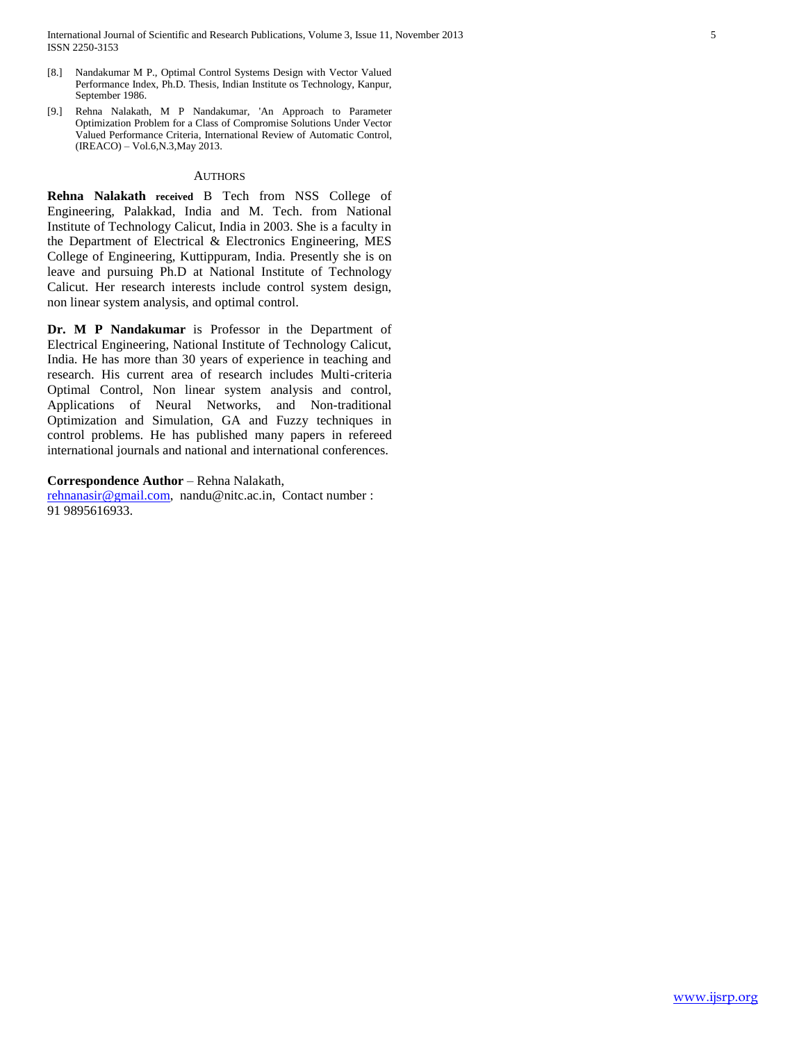[8.] Nandakumar M P., Optimal Control Systems Design with Vector Valued Performance Index, Ph.D. Thesis, Indian Institute os Technology, Kanpur, September 1986.

[9.] Rehna Nalakath, M P Nandakumar, 'An Approach to Parameter Optimization Problem for a Class of Compromise Solutions Under Vector Valued Performance Criteria, International Review of Automatic Control, (IREACO) – Vol.6,N.3,May 2013.

## AUTHORS

**Rehna Nalakath received** B Tech from NSS College of Engineering, Palakkad, India and M. Tech. from National Institute of Technology Calicut, India in 2003. She is a faculty in the Department of Electrical & Electronics Engineering, MES College of Engineering, Kuttippuram, India. Presently she is on leave and pursuing Ph.D at National Institute of Technology Calicut. Her research interests include control system design, non linear system analysis, and optimal control.

**Dr. M P Nandakumar** is Professor in the Department of Electrical Engineering, National Institute of Technology Calicut, India. He has more than 30 years of experience in teaching and research. His current area of research includes Multi-criteria Optimal Control, Non linear system analysis and control, Applications of Neural Networks, and Non-traditional Optimization and Simulation, GA and Fuzzy techniques in control problems. He has published many papers in refereed international journals and national and international conferences.

**Correspondence Author** – Rehna Nalakath, rehnanasir@gmail.com, nandu@nitc.ac.in, Contact number : 91 9895616933.